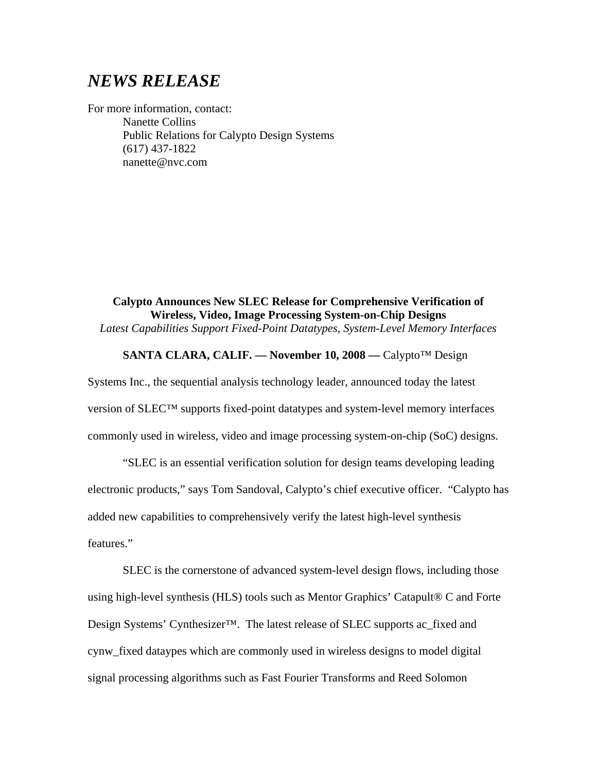# *NEWS RELEASE*

For more information, contact:

Nanette Collins
Public Relations for Calypto Design Systems
(617) 437-1822
nanette@nvc.com

**Calypto Announces New SLEC Release for Comprehensive Verification of Wireless, Video, Image Processing System-on-Chip Designs**

*Latest Capabilities Support Fixed-Point Datatypes, System-Level Memory Interfaces*

**SANTA CLARA, CALIF. — November 10, 2008 —** Calypto™ Design Systems Inc., the sequential analysis technology leader, announced today the latest version of SLEC™ supports fixed-point datatypes and system-level memory interfaces commonly used in wireless, video and image processing system-on-chip (SoC) designs.

"SLEC is an essential verification solution for design teams developing leading electronic products," says Tom Sandoval, Calypto's chief executive officer. "Calypto has added new capabilities to comprehensively verify the latest high-level synthesis features."

SLEC is the cornerstone of advanced system-level design flows, including those using high-level synthesis (HLS) tools such as Mentor Graphics' Catapult® C and Forte Design Systems' Cynthesizer™. The latest release of SLEC supports ac_fixed and cynw_fixed dataypes which are commonly used in wireless designs to model digital signal processing algorithms such as Fast Fourier Transforms and Reed Solomon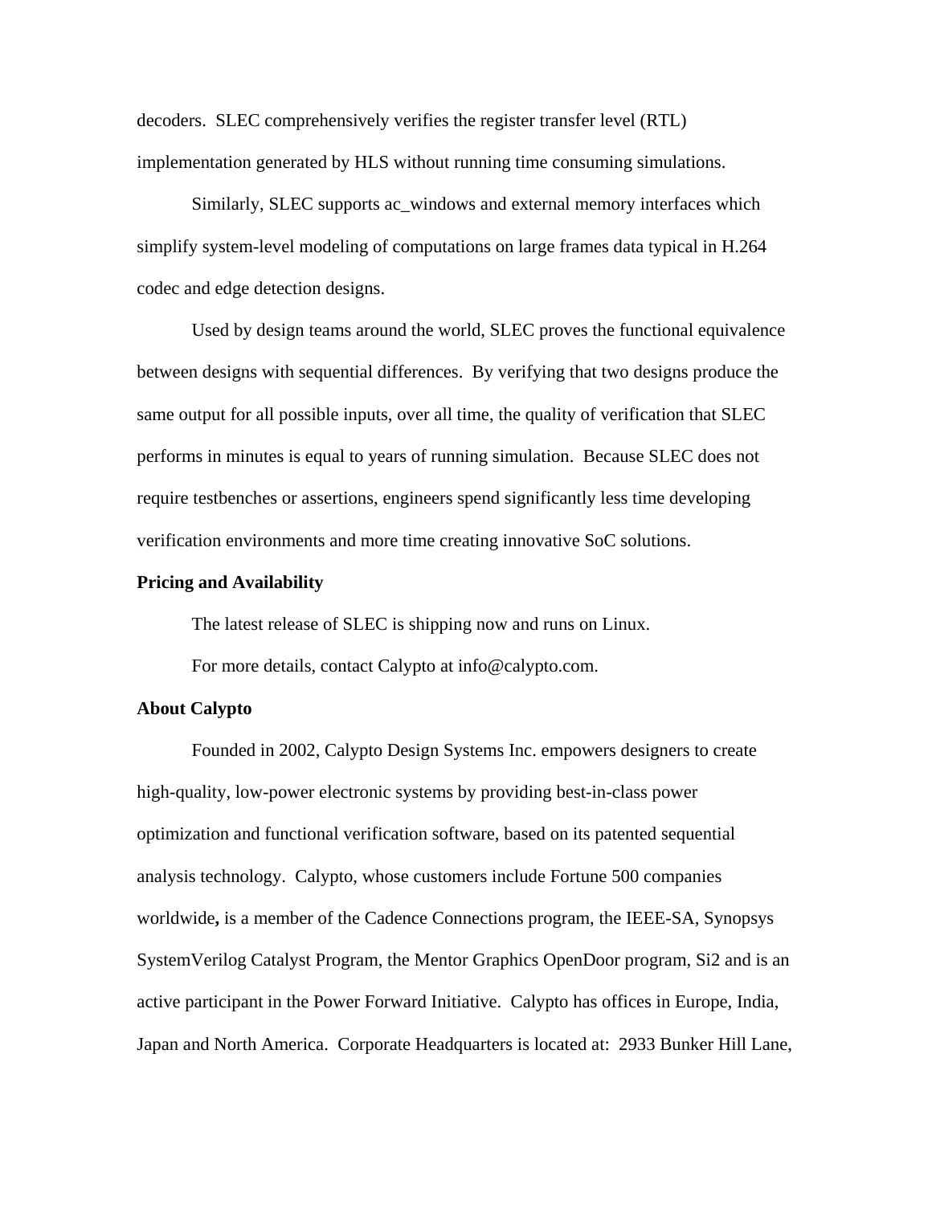decoders. SLEC comprehensively verifies the register transfer level (RTL) implementation generated by HLS without running time consuming simulations.

Similarly, SLEC supports ac_windows and external memory interfaces which simplify system-level modeling of computations on large frames data typical in H.264 codec and edge detection designs.

Used by design teams around the world, SLEC proves the functional equivalence between designs with sequential differences. By verifying that two designs produce the same output for all possible inputs, over all time, the quality of verification that SLEC performs in minutes is equal to years of running simulation. Because SLEC does not require testbenches or assertions, engineers spend significantly less time developing verification environments and more time creating innovative SoC solutions.

**Pricing and Availability**

The latest release of SLEC is shipping now and runs on Linux.

For more details, contact Calypto at info@calypto.com.

**About Calypto**

Founded in 2002, Calypto Design Systems Inc. empowers designers to create high-quality, low-power electronic systems by providing best-in-class power optimization and functional verification software, based on its patented sequential analysis technology. Calypto, whose customers include Fortune 500 companies worldwide**,** is a member of the Cadence Connections program, the IEEE-SA, Synopsys SystemVerilog Catalyst Program, the Mentor Graphics OpenDoor program, Si2 and is an active participant in the Power Forward Initiative. Calypto has offices in Europe, India, Japan and North America. Corporate Headquarters is located at: 2933 Bunker Hill Lane,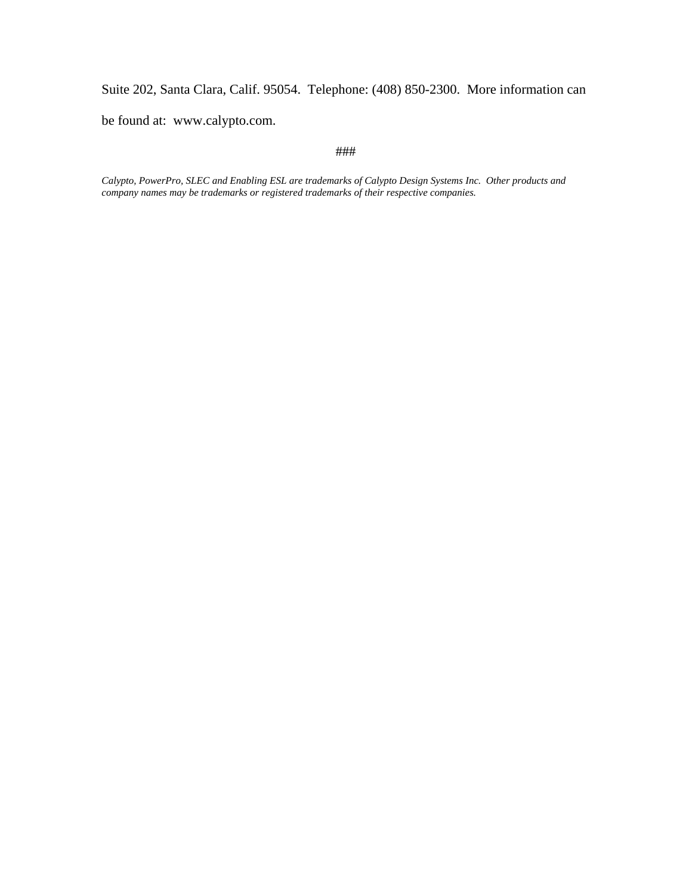Suite 202, Santa Clara, Calif. 95054. Telephone: (408) 850-2300. More information can be found at: www.calypto.com.

###

*Calypto, PowerPro, SLEC and Enabling ESL are trademarks of Calypto Design Systems Inc. Other products and company names may be trademarks or registered trademarks of their respective companies.*